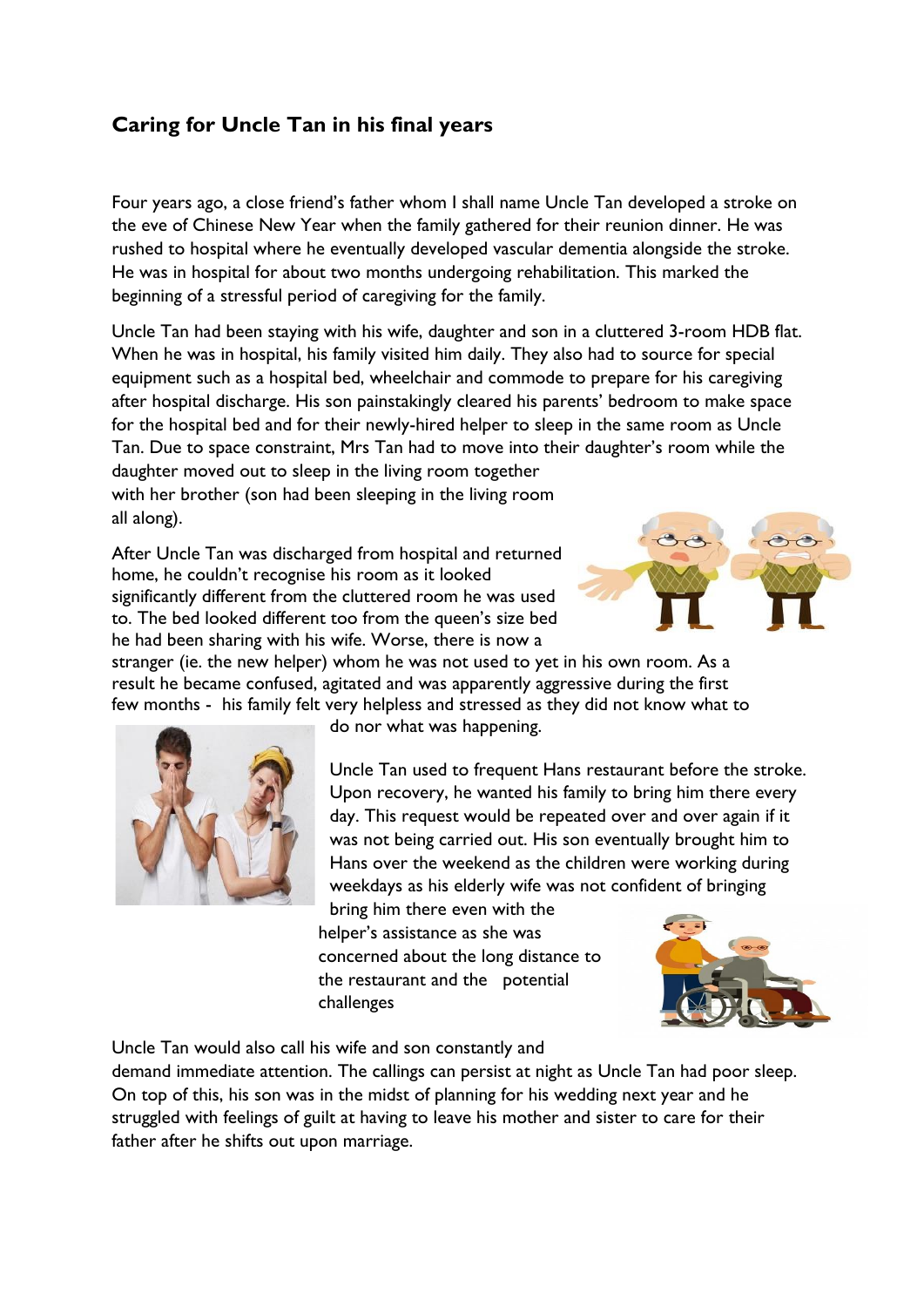## Caring for Uncle Tan in his final years

Four years ago, a close friend's father whom I shall name Uncle Tan developed a stroke on the eve of Chinese New Year when the family gathered for their reunion dinner. He was rushed to hospital where he eventually developed vascular dementia alongside the stroke. He was in hospital for about two months undergoing rehabilitation. This marked the beginning of a stressful period of caregiving for the family.

Uncle Tan had been staying with his wife, daughter and son in a cluttered 3-room HDB flat. When he was in hospital, his family visited him daily. They also had to source for special equipment such as a hospital bed, wheelchair and commode to prepare for his caregiving after hospital discharge. His son painstakingly cleared his parents' bedroom to make space for the hospital bed and for their newly-hired helper to sleep in the same room as Uncle Tan. Due to space constraint, Mrs Tan had to move into their daughter's room while the daughter moved out to sleep in the living room together with her brother (son had been sleeping in the living room all along).

After Uncle Tan was discharged from hospital and returned home, he couldn't recognise his room as it looked significantly different from the cluttered room he was used to. The bed looked different too from the queen's size bed he had been sharing with his wife. Worse, there is now a stranger (ie. the new helper) whom he was not used to yet in his own room. As a result he became confused, agitated and was apparently aggressive during the first few months - his family felt very helpless and stressed as they did not know what to do nor what was happening.

Uncle Tan used to frequent Hans restaurant before the stroke. Upon recovery, he wanted his family to bring him there every day. This request would be repeated over and over again if it was not being carried out. His son eventually brought him to Hans over the weekend as the children were working during weekdays as his elderly wife was not confident of bringing bring him there even with the helper's assistance as she was concerned about the long distance to the restaurant and the potential challenges

Uncle Tan would also call his wife and son constantly and demand immediate attention. The callings can persist at night as Uncle Tan had poor sleep. On top of this, his son was in the midst of planning for his wedding next year and he struggled with feelings of guilt at having to leave his mother and sister to care for their father after he shifts out upon marriage.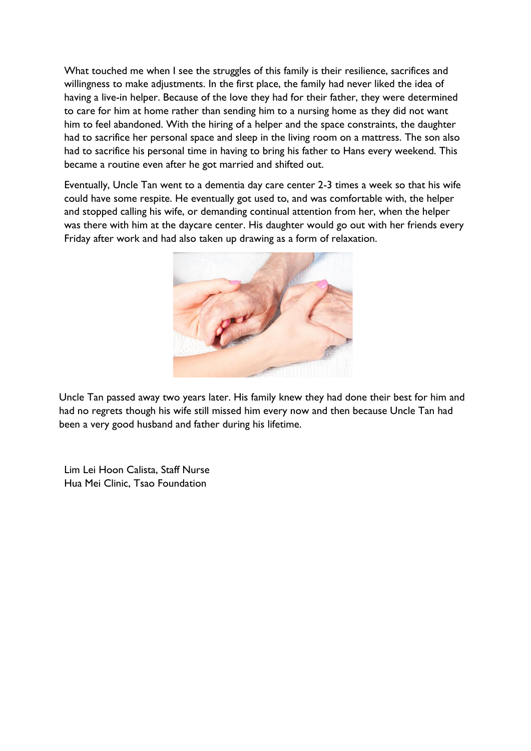What touched me when I see the struggles of this family is their resilience, sacrifices and willingness to make adjustments. In the first place, the family had never liked the idea of having a live-in helper. Because of the love they had for their father, they were determined to care for him at home rather than sending him to a nursing home as they did not want him to feel abandoned. With the hiring of a helper and the space constraints, the daughter had to sacrifice her personal space and sleep in the living room on a mattress. The son also had to sacrifice his personal time in having to bring his father to Hans every weekend. This became a routine even after he got married and shifted out.

Eventually, Uncle Tan went to a dementia day care center 2-3 times a week so that his wife could have some respite. He eventually got used to, and was comfortable with, the helper and stopped calling his wife, or demanding continual attention from her, when the helper was there with him at the daycare center. His daughter would go out with her friends every Friday after work and had also taken up drawing as a form of relaxation.

Uncle Tan passed away two years later. His family knew they had done their best for him and had no regrets though his wife still missed him every now and then because Uncle Tan had been a very good husband and father during his lifetime.

Lim Lei Hoon Calista, Staff Nurse
Hua Mei Clinic, Tsao Foundation